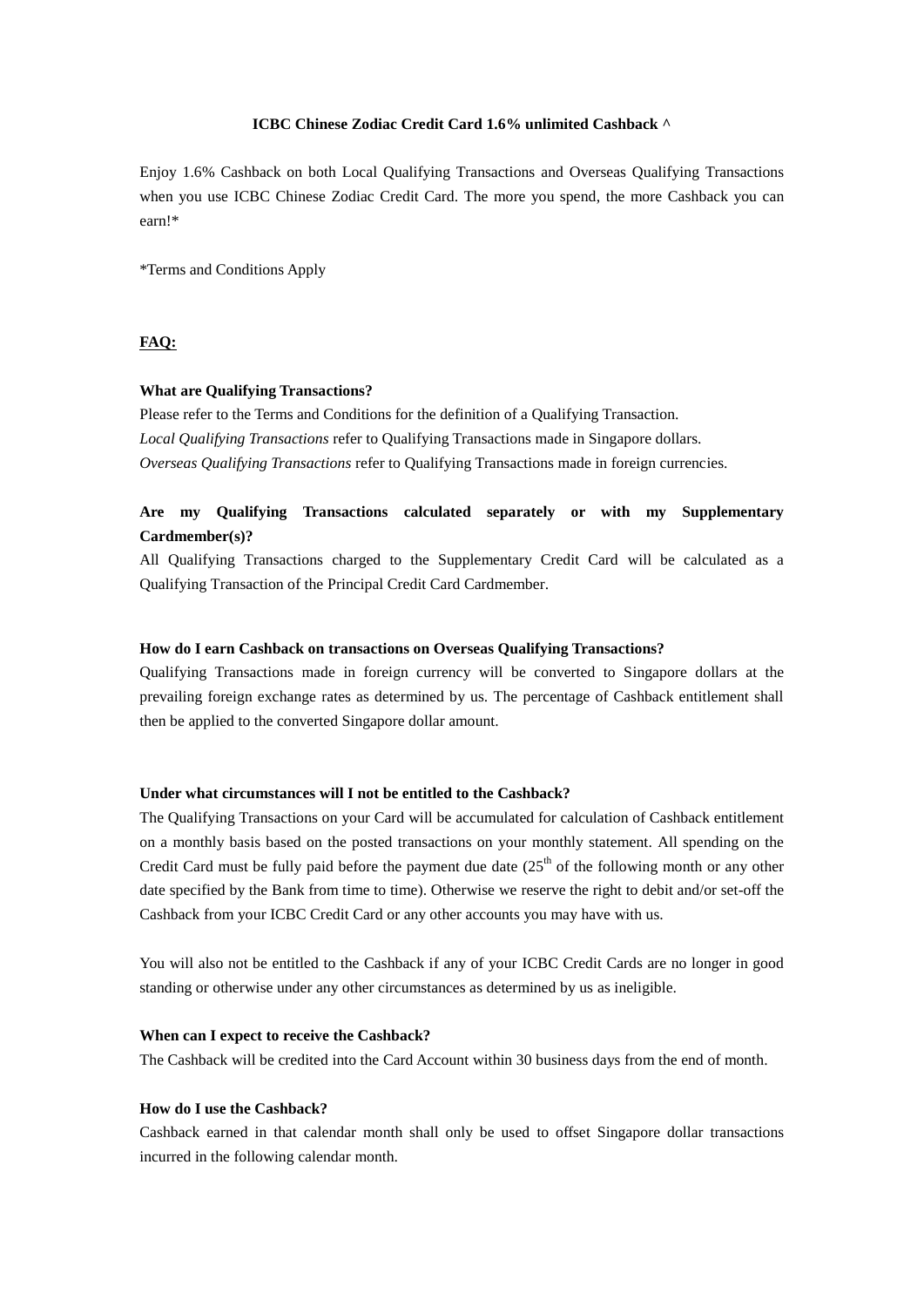# ICBC Chinese Zodiac Credit Card 1.6% unlimited Cashback ^

Enjoy 1.6% Cashback on both Local Qualifying Transactions and Overseas Qualifying Transactions when you use ICBC Chinese Zodiac Credit Card. The more you spend, the more Cashback you can earn!*

*Terms and Conditions Apply

## FAQ:

**What are Qualifying Transactions?**

Please refer to the Terms and Conditions for the definition of a Qualifying Transaction.

*Local Qualifying Transactions* refer to Qualifying Transactions made in Singapore dollars.

*Overseas Qualifying Transactions* refer to Qualifying Transactions made in foreign currencies.

**Are my Qualifying Transactions calculated separately or with my Supplementary Cardmember(s)?**

All Qualifying Transactions charged to the Supplementary Credit Card will be calculated as a Qualifying Transaction of the Principal Credit Card Cardmember.

**How do I earn Cashback on transactions on Overseas Qualifying Transactions?**

Qualifying Transactions made in foreign currency will be converted to Singapore dollars at the prevailing foreign exchange rates as determined by us. The percentage of Cashback entitlement shall then be applied to the converted Singapore dollar amount.

**Under what circumstances will I not be entitled to the Cashback?**

The Qualifying Transactions on your Card will be accumulated for calculation of Cashback entitlement on a monthly basis based on the posted transactions on your monthly statement. All spending on the Credit Card must be fully paid before the payment due date (25th of the following month or any other date specified by the Bank from time to time). Otherwise we reserve the right to debit and/or set-off the Cashback from your ICBC Credit Card or any other accounts you may have with us.

You will also not be entitled to the Cashback if any of your ICBC Credit Cards are no longer in good standing or otherwise under any other circumstances as determined by us as ineligible.

**When can I expect to receive the Cashback?**

The Cashback will be credited into the Card Account within 30 business days from the end of month.

**How do I use the Cashback?**

Cashback earned in that calendar month shall only be used to offset Singapore dollar transactions incurred in the following calendar month.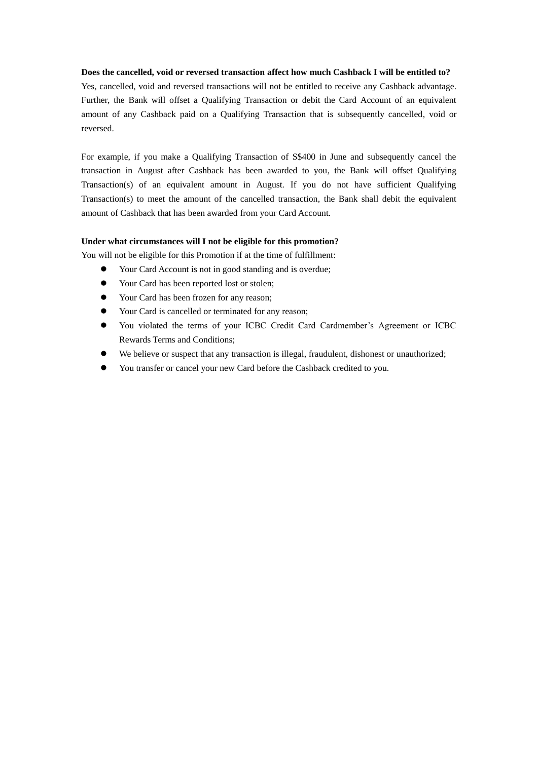**Does the cancelled, void or reversed transaction affect how much Cashback I will be entitled to?**

Yes, cancelled, void and reversed transactions will not be entitled to receive any Cashback advantage. Further, the Bank will offset a Qualifying Transaction or debit the Card Account of an equivalent amount of any Cashback paid on a Qualifying Transaction that is subsequently cancelled, void or reversed.

For example, if you make a Qualifying Transaction of S$400 in June and subsequently cancel the transaction in August after Cashback has been awarded to you, the Bank will offset Qualifying Transaction(s) of an equivalent amount in August. If you do not have sufficient Qualifying Transaction(s) to meet the amount of the cancelled transaction, the Bank shall debit the equivalent amount of Cashback that has been awarded from your Card Account.

**Under what circumstances will I not be eligible for this promotion?**

You will not be eligible for this Promotion if at the time of fulfillment:

- Your Card Account is not in good standing and is overdue;
- Your Card has been reported lost or stolen;
- Your Card has been frozen for any reason;
- Your Card is cancelled or terminated for any reason;
- You violated the terms of your ICBC Credit Card Cardmember's Agreement or ICBC Rewards Terms and Conditions;
- We believe or suspect that any transaction is illegal, fraudulent, dishonest or unauthorized;
- You transfer or cancel your new Card before the Cashback credited to you.